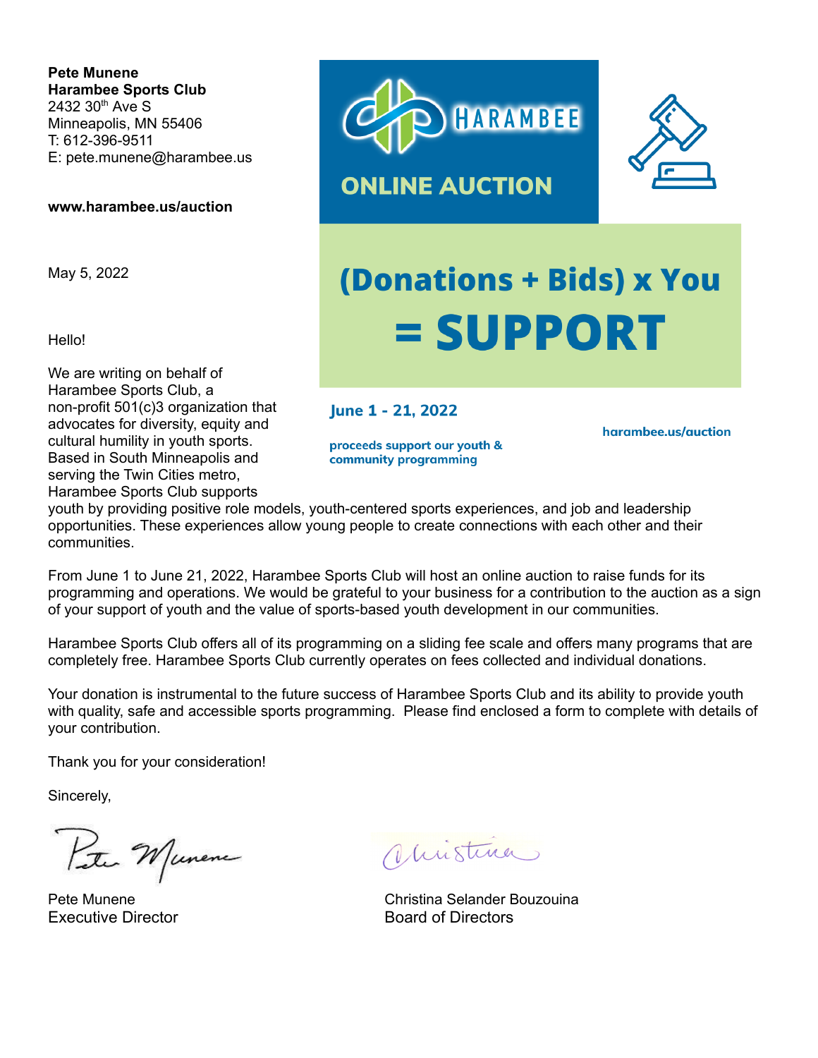**Pete Munene**
**Harambee Sports Club**
2432 30th Ave S
Minneapolis, MN 55406
T: 612-396-9511
E: pete.munene@harambee.us

**www.harambee.us/auction**

HARAMBEE

ONLINE AUCTION

# (Donations + Bids) x You = SUPPORT

**June 1 - 21, 2022**

**proceeds support our youth & community programming**

**harambee.us/auction**

May 5, 2022

Hello!

We are writing on behalf of Harambee Sports Club, a non-profit 501(c)3 organization that advocates for diversity, equity and cultural humility in youth sports. Based in South Minneapolis and serving the Twin Cities metro, Harambee Sports Club supports youth by providing positive role models, youth-centered sports experiences, and job and leadership opportunities. These experiences allow young people to create connections with each other and their communities.

From June 1 to June 21, 2022, Harambee Sports Club will host an online auction to raise funds for its programming and operations. We would be grateful to your business for a contribution to the auction as a sign of your support of youth and the value of sports-based youth development in our communities.

Harambee Sports Club offers all of its programming on a sliding fee scale and offers many programs that are completely free. Harambee Sports Club currently operates on fees collected and individual donations.

Your donation is instrumental to the future success of Harambee Sports Club and its ability to provide youth with quality, safe and accessible sports programming. Please find enclosed a form to complete with details of your contribution.

Thank you for your consideration!

Sincerely,

Pete Munene
Executive Director

Christina Selander Bouzouina
Board of Directors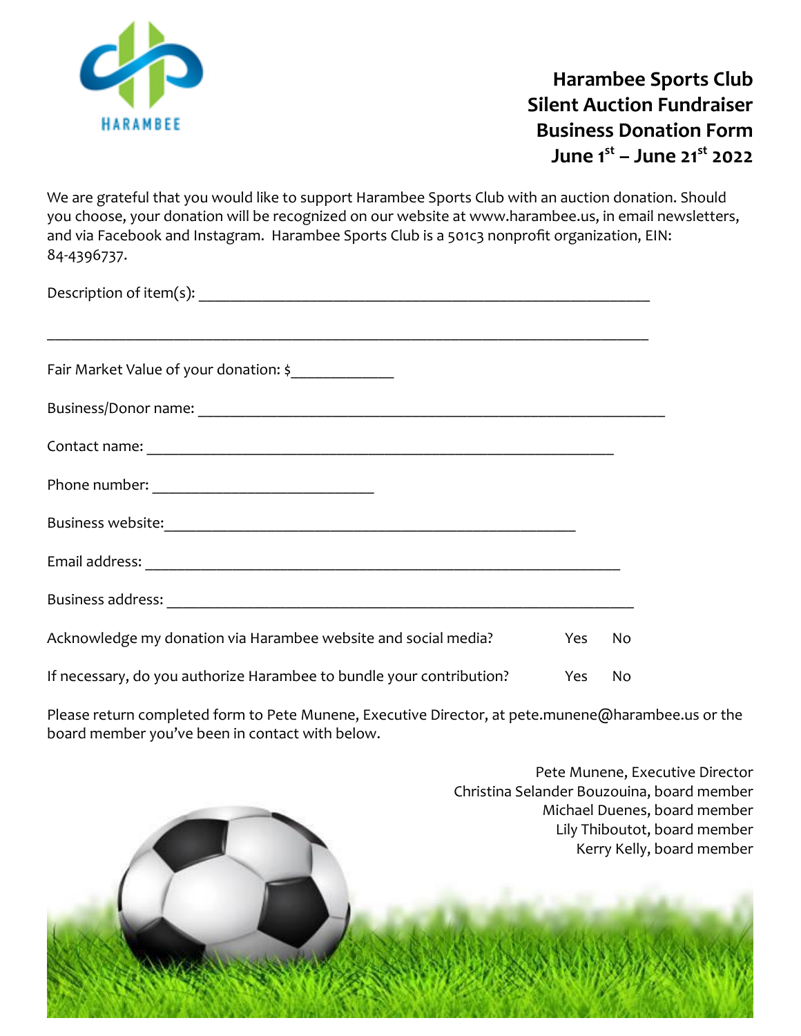HARAMBEE

# Harambee Sports Club
# Silent Auction Fundraiser
# Business Donation Form
# June 1st – June 21st 2022

We are grateful that you would like to support Harambee Sports Club with an auction donation. Should you choose, your donation will be recognized on our website at www.harambee.us, in email newsletters, and via Facebook and Instagram. Harambee Sports Club is a 501c3 nonprofit organization, EIN: 84-4396737.

Description of item(s): ___________________________________________________________

___________________________________________________________________________

Fair Market Value of your donation: $_____________

Business/Donor name: ___________________________________________________________

Contact name: ___________________________________________________________

Phone number: ____________________________

Business website:____________________________________________________

Email address: ___________________________________________________________

Business address: ___________________________________________________________

Acknowledge my donation via Harambee website and social media? Yes No

If necessary, do you authorize Harambee to bundle your contribution? Yes No

Please return completed form to Pete Munene, Executive Director, at pete.munene@harambee.us or the board member you've been in contact with below.

Pete Munene, Executive Director
Christina Selander Bouzouina, board member
Michael Duenes, board member
Lily Thiboutot, board member
Kerry Kelly, board member